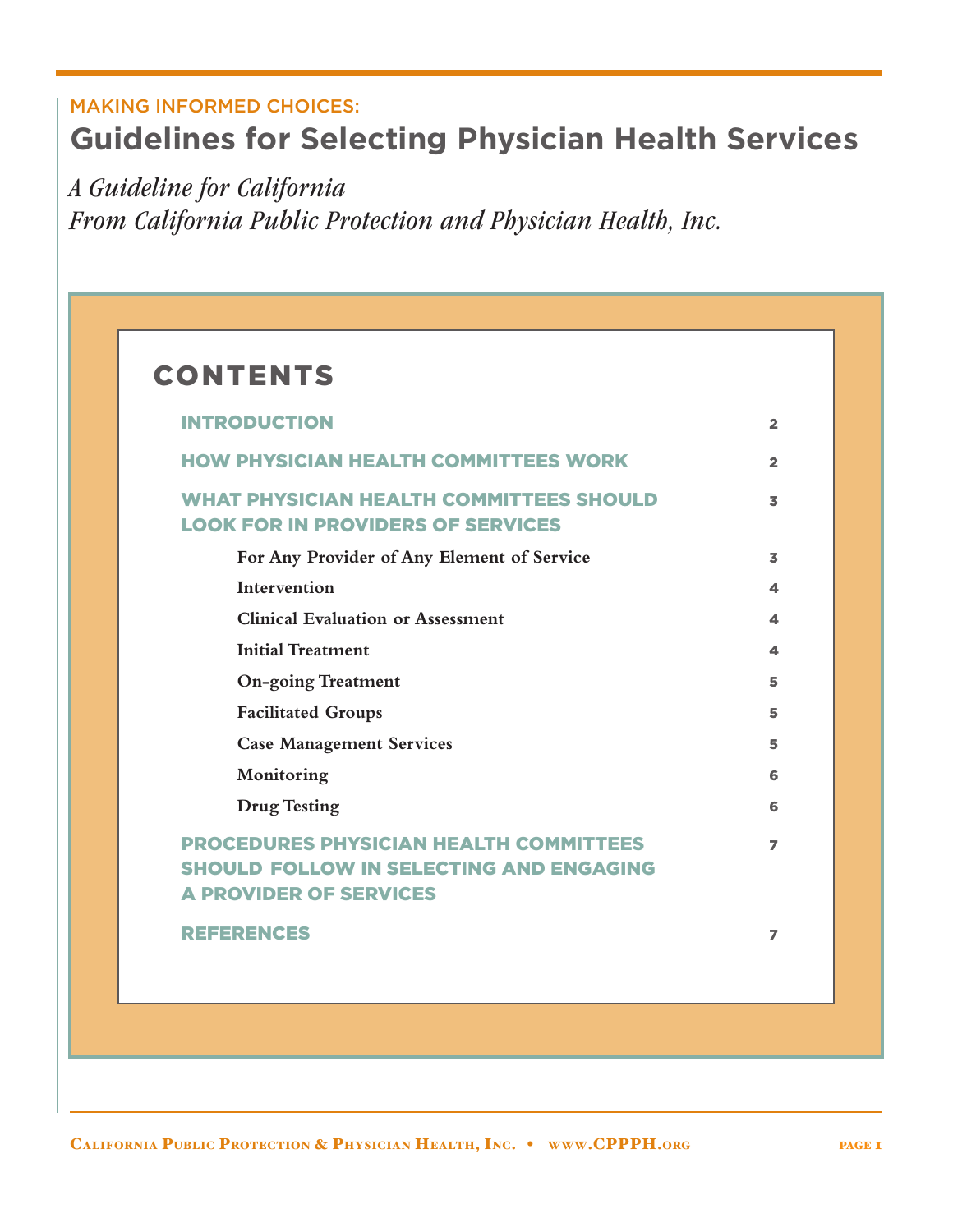MAKING INFORMED CHOICES:

# Guidelines for Selecting Physician Health Services

*A Guideline for California*
*From California Public Protection and Physician Health, Inc.*

## CONTENTS

| | |
|---|---|
| INTRODUCTION | 2 |
| HOW PHYSICIAN HEALTH COMMITTEES WORK | 2 |
| WHAT PHYSICIAN HEALTH COMMITTEES SHOULD LOOK FOR IN PROVIDERS OF SERVICES | 3 |
| For Any Provider of Any Element of Service | 3 |
| Intervention | 4 |
| Clinical Evaluation or Assessment | 4 |
| Initial Treatment | 4 |
| On-going Treatment | 5 |
| Facilitated Groups | 5 |
| Case Management Services | 5 |
| Monitoring | 6 |
| Drug Testing | 6 |
| PROCEDURES PHYSICIAN HEALTH COMMITTEES SHOULD FOLLOW IN SELECTING AND ENGAGING A PROVIDER OF SERVICES | 7 |
| REFERENCES | 7 |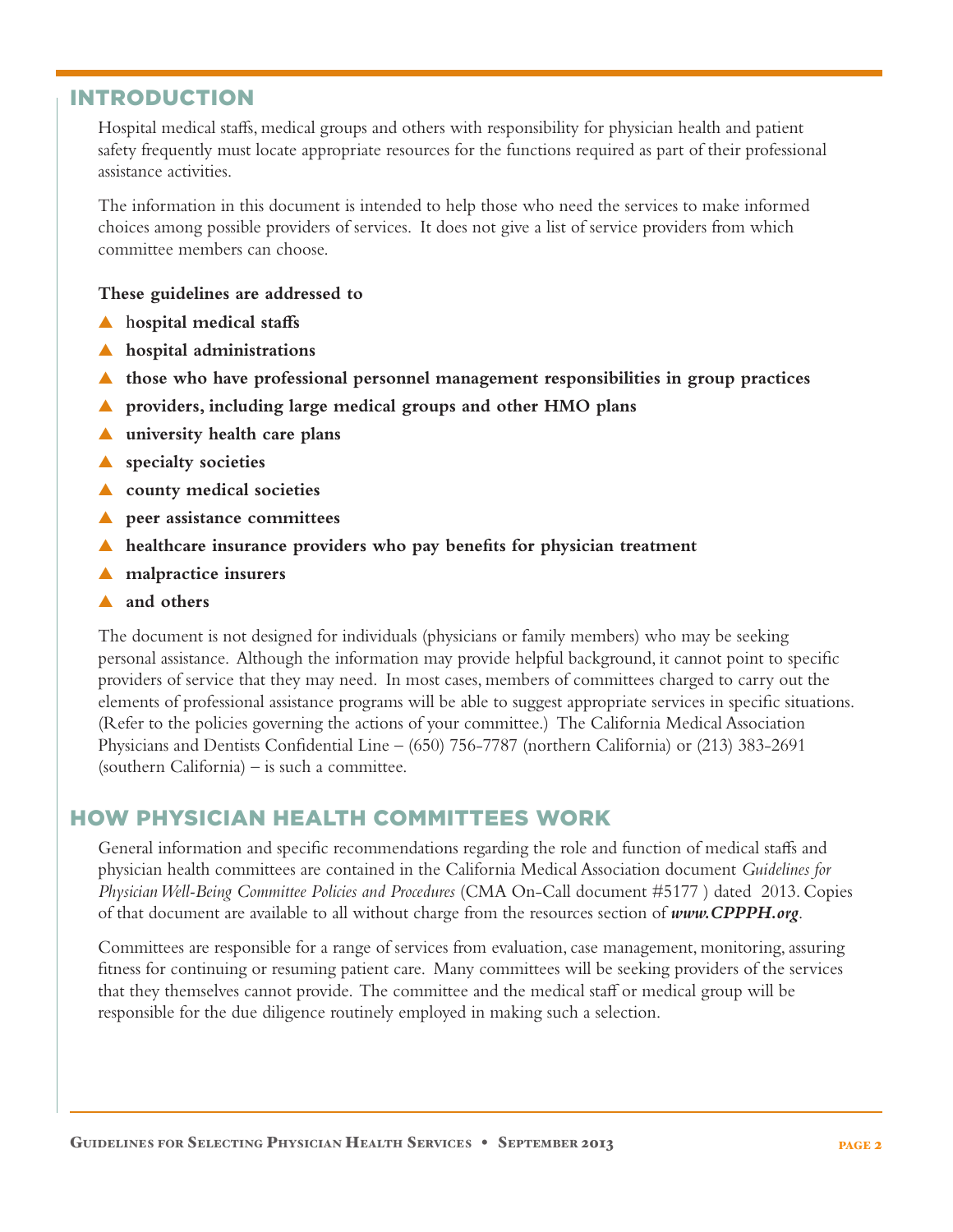## INTRODUCTION

Hospital medical staffs, medical groups and others with responsibility for physician health and patient safety frequently must locate appropriate resources for the functions required as part of their professional assistance activities.

The information in this document is intended to help those who need the services to make informed choices among possible providers of services. It does not give a list of service providers from which committee members can choose.

**These guidelines are addressed to**

- **hospital medical staffs**
- **hospital administrations**
- **those who have professional personnel management responsibilities in group practices**
- **providers, including large medical groups and other HMO plans**
- **university health care plans**
- **specialty societies**
- **county medical societies**
- **peer assistance committees**
- **healthcare insurance providers who pay benefits for physician treatment**
- **malpractice insurers**
- **and others**

The document is not designed for individuals (physicians or family members) who may be seeking personal assistance. Although the information may provide helpful background, it cannot point to specific providers of service that they may need. In most cases, members of committees charged to carry out the elements of professional assistance programs will be able to suggest appropriate services in specific situations. (Refer to the policies governing the actions of your committee.) The California Medical Association Physicians and Dentists Confidential Line – (650) 756-7787 (northern California) or (213) 383-2691 (southern California) – is such a committee.

## HOW PHYSICIAN HEALTH COMMITTEES WORK

General information and specific recommendations regarding the role and function of medical staffs and physician health committees are contained in the California Medical Association document *Guidelines for Physician Well-Being Committee Policies and Procedures* (CMA On-Call document #5177 ) dated 2013. Copies of that document are available to all without charge from the resources section of ***www.CPPPH.org***.

Committees are responsible for a range of services from evaluation, case management, monitoring, assuring fitness for continuing or resuming patient care. Many committees will be seeking providers of the services that they themselves cannot provide. The committee and the medical staff or medical group will be responsible for the due diligence routinely employed in making such a selection.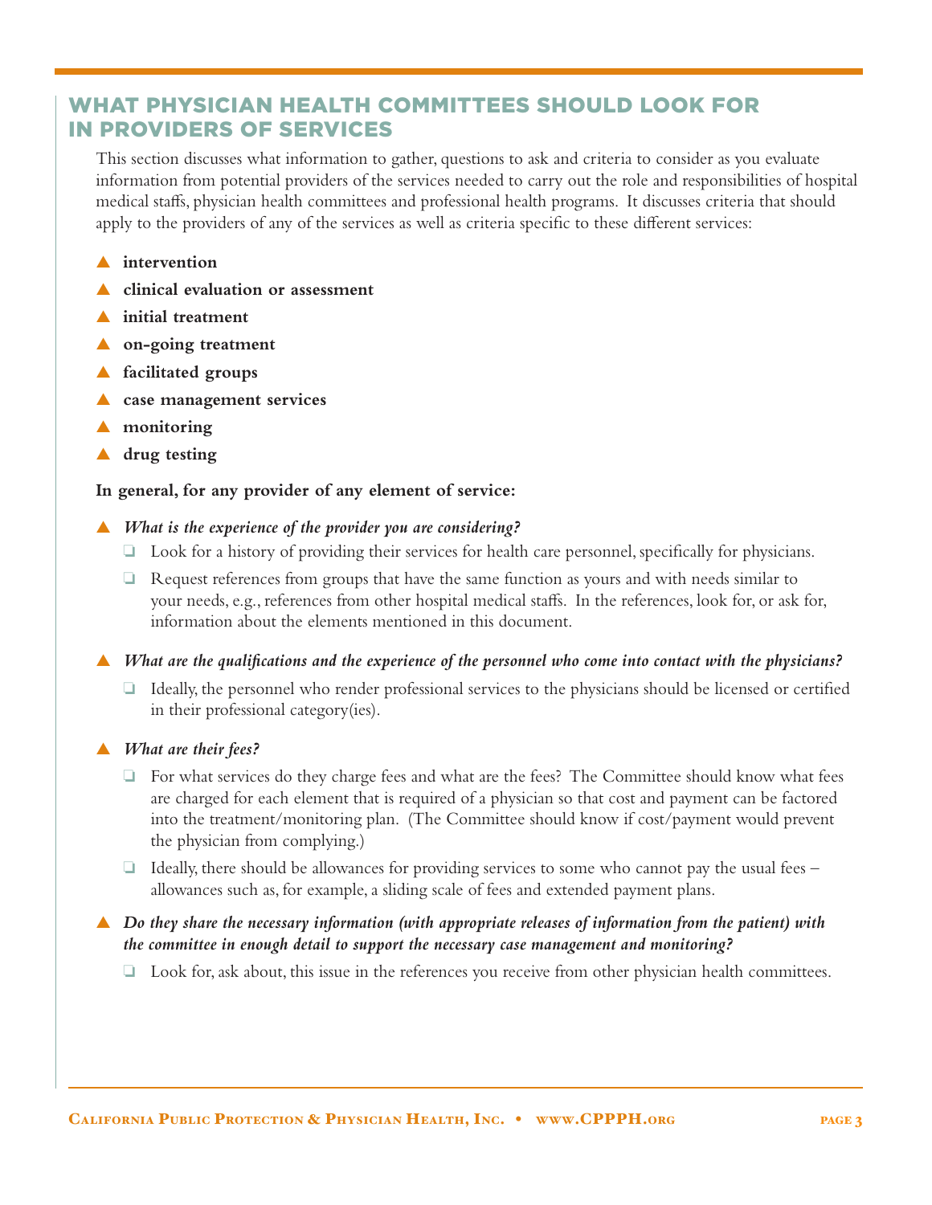## WHAT PHYSICIAN HEALTH COMMITTEES SHOULD LOOK FOR IN PROVIDERS OF SERVICES

This section discusses what information to gather, questions to ask and criteria to consider as you evaluate information from potential providers of the services needed to carry out the role and responsibilities of hospital medical staffs, physician health committees and professional health programs. It discusses criteria that should apply to the providers of any of the services as well as criteria specific to these different services:

- **intervention**
- **clinical evaluation or assessment**
- **initial treatment**
- **on-going treatment**
- **facilitated groups**
- **case management services**
- **monitoring**
- **drug testing**

**In general, for any provider of any element of service:**

- ***What is the experience of the provider you are considering?***
  - Look for a history of providing their services for health care personnel, specifically for physicians.
  - Request references from groups that have the same function as yours and with needs similar to your needs, e.g., references from other hospital medical staffs. In the references, look for, or ask for, information about the elements mentioned in this document.

- ***What are the qualifications and the experience of the personnel who come into contact with the physicians?***
  - Ideally, the personnel who render professional services to the physicians should be licensed or certified in their professional category(ies).

- ***What are their fees?***
  - For what services do they charge fees and what are the fees? The Committee should know what fees are charged for each element that is required of a physician so that cost and payment can be factored into the treatment/monitoring plan. (The Committee should know if cost/payment would prevent the physician from complying.)
  - Ideally, there should be allowances for providing services to some who cannot pay the usual fees – allowances such as, for example, a sliding scale of fees and extended payment plans.

- ***Do they share the necessary information (with appropriate releases of information from the patient) with the committee in enough detail to support the necessary case management and monitoring?***
  - Look for, ask about, this issue in the references you receive from other physician health committees.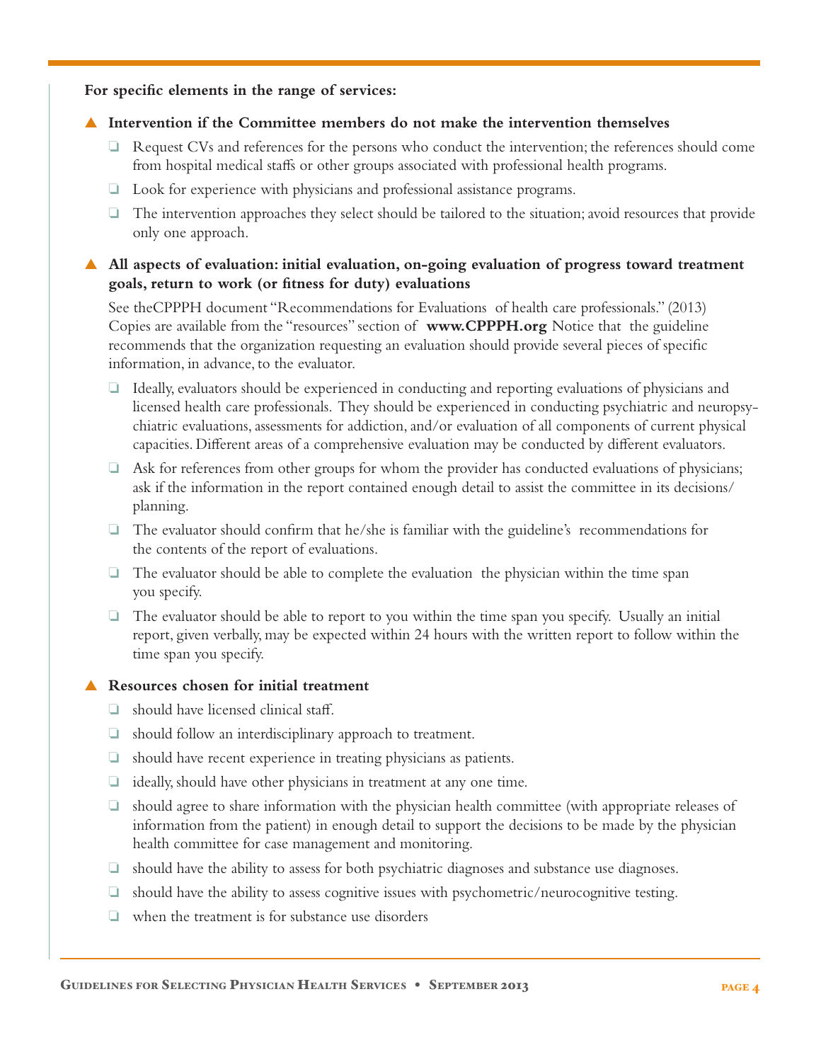**For specific elements in the range of services:**

- **Intervention if the Committee members do not make the intervention themselves**
  - Request CVs and references for the persons who conduct the intervention; the references should come from hospital medical staffs or other groups associated with professional health programs.
  - Look for experience with physicians and professional assistance programs.
  - The intervention approaches they select should be tailored to the situation; avoid resources that provide only one approach.

- **All aspects of evaluation: initial evaluation, on-going evaluation of progress toward treatment goals, return to work (or fitness for duty) evaluations**

  See theCPPPH document "Recommendations for Evaluations of health care professionals." (2013) Copies are available from the "resources" section of **www.CPPPH.org** Notice that the guideline recommends that the organization requesting an evaluation should provide several pieces of specific information, in advance, to the evaluator.

  - Ideally, evaluators should be experienced in conducting and reporting evaluations of physicians and licensed health care professionals. They should be experienced in conducting psychiatric and neuropsychiatric evaluations, assessments for addiction, and/or evaluation of all components of current physical capacities. Different areas of a comprehensive evaluation may be conducted by different evaluators.
  - Ask for references from other groups for whom the provider has conducted evaluations of physicians; ask if the information in the report contained enough detail to assist the committee in its decisions/planning.
  - The evaluator should confirm that he/she is familiar with the guideline's recommendations for the contents of the report of evaluations.
  - The evaluator should be able to complete the evaluation the physician within the time span you specify.
  - The evaluator should be able to report to you within the time span you specify. Usually an initial report, given verbally, may be expected within 24 hours with the written report to follow within the time span you specify.

- **Resources chosen for initial treatment**
  - should have licensed clinical staff.
  - should follow an interdisciplinary approach to treatment.
  - should have recent experience in treating physicians as patients.
  - ideally, should have other physicians in treatment at any one time.
  - should agree to share information with the physician health committee (with appropriate releases of information from the patient) in enough detail to support the decisions to be made by the physician health committee for case management and monitoring.
  - should have the ability to assess for both psychiatric diagnoses and substance use diagnoses.
  - should have the ability to assess cognitive issues with psychometric/neurocognitive testing.
  - when the treatment is for substance use disorders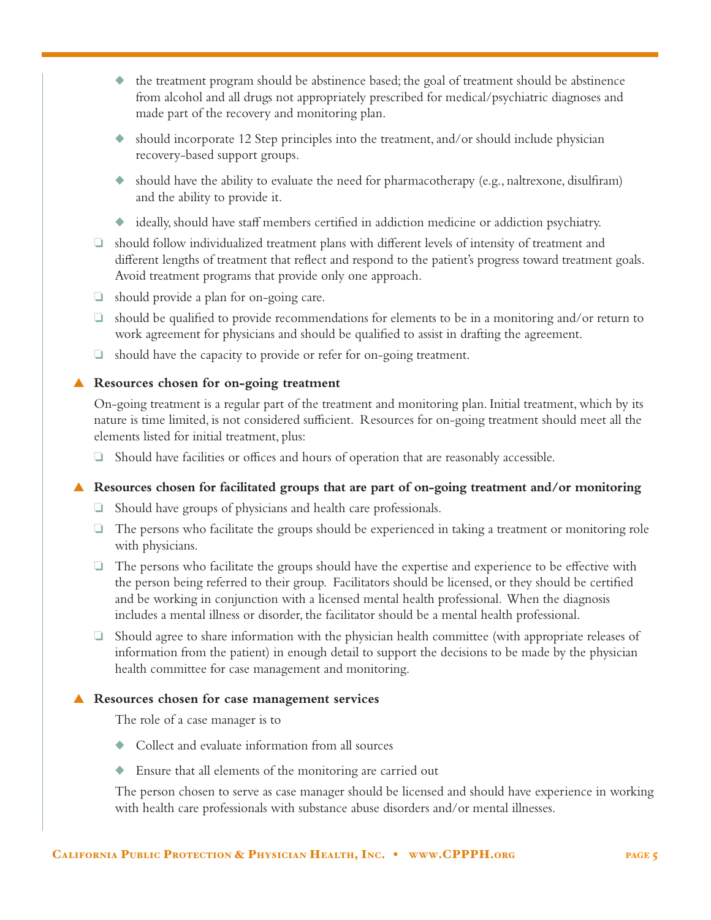- the treatment program should be abstinence based; the goal of treatment should be abstinence from alcohol and all drugs not appropriately prescribed for medical/psychiatric diagnoses and made part of the recovery and monitoring plan.
  - should incorporate 12 Step principles into the treatment, and/or should include physician recovery-based support groups.
  - should have the ability to evaluate the need for pharmacotherapy (e.g., naltrexone, disulfiram) and the ability to provide it.
  - ideally, should have staff members certified in addiction medicine or addiction psychiatry.

- should follow individualized treatment plans with different levels of intensity of treatment and different lengths of treatment that reflect and respond to the patient's progress toward treatment goals. Avoid treatment programs that provide only one approach.
- should provide a plan for on-going care.
- should be qualified to provide recommendations for elements to be in a monitoring and/or return to work agreement for physicians and should be qualified to assist in drafting the agreement.
- should have the capacity to provide or refer for on-going treatment.

### Resources chosen for on-going treatment

On-going treatment is a regular part of the treatment and monitoring plan. Initial treatment, which by its nature is time limited, is not considered sufficient. Resources for on-going treatment should meet all the elements listed for initial treatment, plus:

- Should have facilities or offices and hours of operation that are reasonably accessible.

### Resources chosen for facilitated groups that are part of on-going treatment and/or monitoring

- Should have groups of physicians and health care professionals.
- The persons who facilitate the groups should be experienced in taking a treatment or monitoring role with physicians.
- The persons who facilitate the groups should have the expertise and experience to be effective with the person being referred to their group. Facilitators should be licensed, or they should be certified and be working in conjunction with a licensed mental health professional. When the diagnosis includes a mental illness or disorder, the facilitator should be a mental health professional.
- Should agree to share information with the physician health committee (with appropriate releases of information from the patient) in enough detail to support the decisions to be made by the physician health committee for case management and monitoring.

### Resources chosen for case management services

The role of a case manager is to

- Collect and evaluate information from all sources
- Ensure that all elements of the monitoring are carried out

The person chosen to serve as case manager should be licensed and should have experience in working with health care professionals with substance abuse disorders and/or mental illnesses.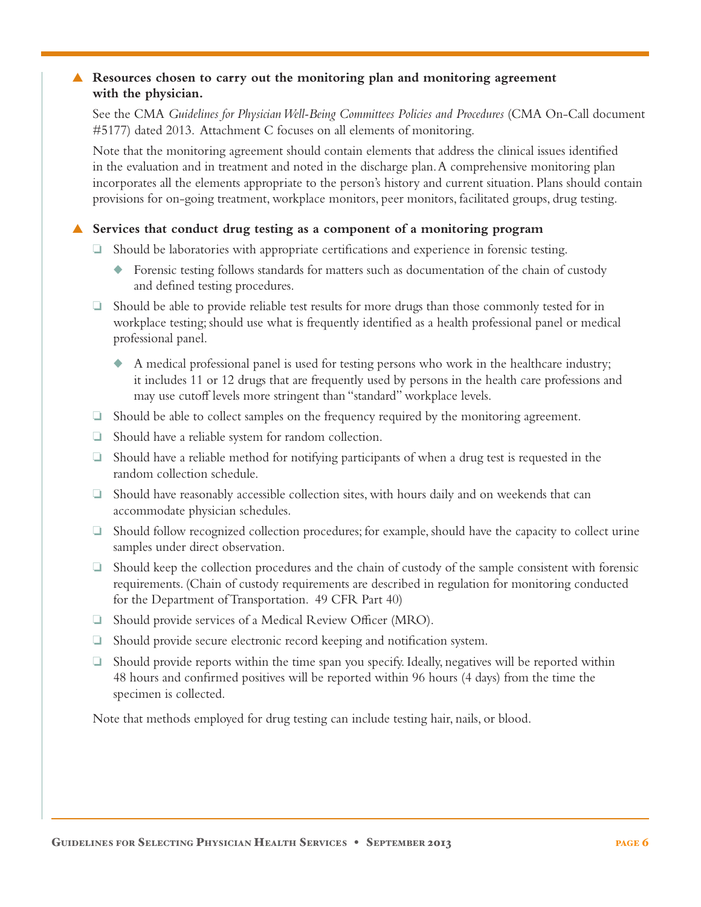- **Resources chosen to carry out the monitoring plan and monitoring agreement with the physician.**

  See the CMA *Guidelines for Physician Well-Being Committees Policies and Procedures* (CMA On-Call document #5177) dated 2013. Attachment C focuses on all elements of monitoring.

  Note that the monitoring agreement should contain elements that address the clinical issues identified in the evaluation and in treatment and noted in the discharge plan. A comprehensive monitoring plan incorporates all the elements appropriate to the person's history and current situation. Plans should contain provisions for on-going treatment, workplace monitors, peer monitors, facilitated groups, drug testing.

- **Services that conduct drug testing as a component of a monitoring program**
  - Should be laboratories with appropriate certifications and experience in forensic testing.
    - Forensic testing follows standards for matters such as documentation of the chain of custody and defined testing procedures.
  - Should be able to provide reliable test results for more drugs than those commonly tested for in workplace testing; should use what is frequently identified as a health professional panel or medical professional panel.
    - A medical professional panel is used for testing persons who work in the healthcare industry; it includes 11 or 12 drugs that are frequently used by persons in the health care professions and may use cutoff levels more stringent than "standard" workplace levels.
  - Should be able to collect samples on the frequency required by the monitoring agreement.
  - Should have a reliable system for random collection.
  - Should have a reliable method for notifying participants of when a drug test is requested in the random collection schedule.
  - Should have reasonably accessible collection sites, with hours daily and on weekends that can accommodate physician schedules.
  - Should follow recognized collection procedures; for example, should have the capacity to collect urine samples under direct observation.
  - Should keep the collection procedures and the chain of custody of the sample consistent with forensic requirements. (Chain of custody requirements are described in regulation for monitoring conducted for the Department of Transportation. 49 CFR Part 40)
  - Should provide services of a Medical Review Officer (MRO).
  - Should provide secure electronic record keeping and notification system.
  - Should provide reports within the time span you specify. Ideally, negatives will be reported within 48 hours and confirmed positives will be reported within 96 hours (4 days) from the time the specimen is collected.

  Note that methods employed for drug testing can include testing hair, nails, or blood.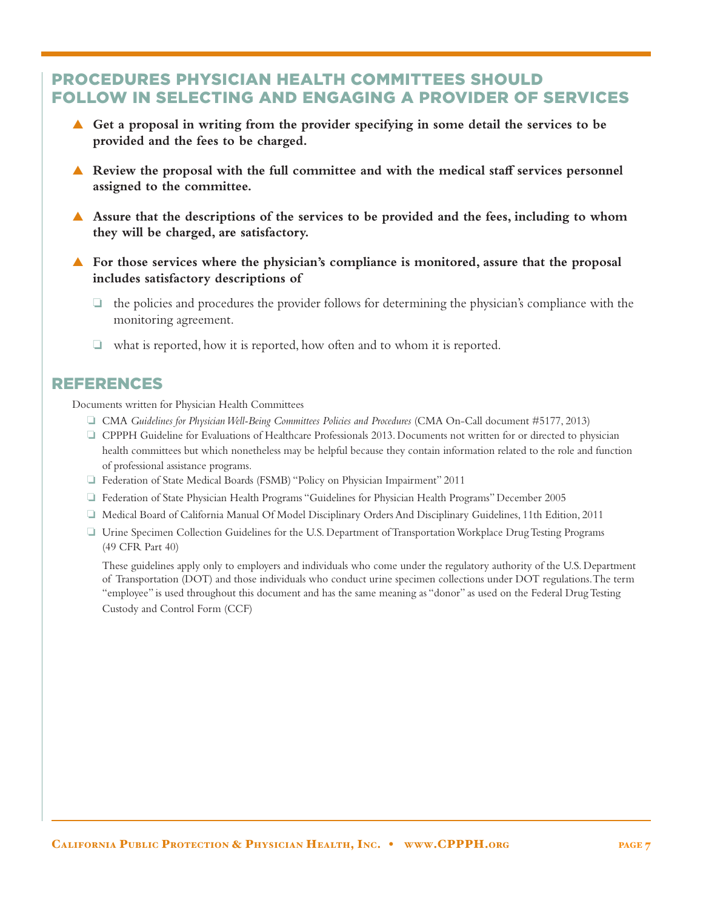## PROCEDURES PHYSICIAN HEALTH COMMITTEES SHOULD FOLLOW IN SELECTING AND ENGAGING A PROVIDER OF SERVICES

- **Get a proposal in writing from the provider specifying in some detail the services to be provided and the fees to be charged.**
- **Review the proposal with the full committee and with the medical staff services personnel assigned to the committee.**
- **Assure that the descriptions of the services to be provided and the fees, including to whom they will be charged, are satisfactory.**
- **For those services where the physician's compliance is monitored, assure that the proposal includes satisfactory descriptions of**
  - the policies and procedures the provider follows for determining the physician's compliance with the monitoring agreement.
  - what is reported, how it is reported, how often and to whom it is reported.

## REFERENCES

Documents written for Physician Health Committees

- CMA *Guidelines for Physician Well-Being Committees Policies and Procedures* (CMA On-Call document #5177, 2013)
- CPPPH Guideline for Evaluations of Healthcare Professionals 2013. Documents not written for or directed to physician health committees but which nonetheless may be helpful because they contain information related to the role and function of professional assistance programs.
- Federation of State Medical Boards (FSMB) "Policy on Physician Impairment" 2011
- Federation of State Physician Health Programs "Guidelines for Physician Health Programs" December 2005
- Medical Board of California Manual Of Model Disciplinary Orders And Disciplinary Guidelines, 11th Edition, 2011
- Urine Specimen Collection Guidelines for the U.S. Department of Transportation Workplace Drug Testing Programs (49 CFR Part 40)

  These guidelines apply only to employers and individuals who come under the regulatory authority of the U.S. Department of Transportation (DOT) and those individuals who conduct urine specimen collections under DOT regulations. The term "employee" is used throughout this document and has the same meaning as "donor" as used on the Federal Drug Testing Custody and Control Form (CCF)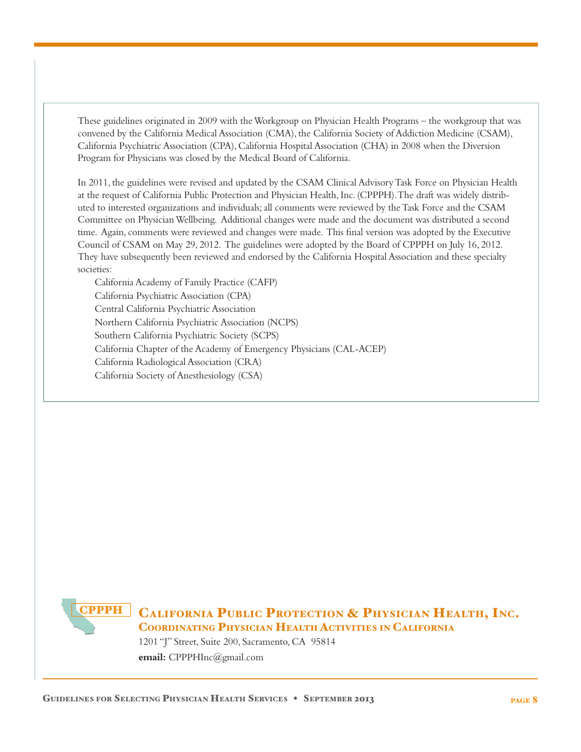These guidelines originated in 2009 with the Workgroup on Physician Health Programs – the workgroup that was convened by the California Medical Association (CMA), the California Society of Addiction Medicine (CSAM), California Psychiatric Association (CPA), California Hospital Association (CHA) in 2008 when the Diversion Program for Physicians was closed by the Medical Board of California.

In 2011, the guidelines were revised and updated by the CSAM Clinical Advisory Task Force on Physician Health at the request of California Public Protection and Physician Health, Inc. (CPPPH). The draft was widely distributed to interested organizations and individuals; all comments were reviewed by the Task Force and the CSAM Committee on Physician Wellbeing. Additional changes were made and the document was distributed a second time. Again, comments were reviewed and changes were made. This final version was adopted by the Executive Council of CSAM on May 29, 2012. The guidelines were adopted by the Board of CPPPH on July 16, 2012. They have subsequently been reviewed and endorsed by the California Hospital Association and these specialty societies:

California Academy of Family Practice (CAFP)
California Psychiatric Association (CPA)
Central California Psychiatric Association
Northern California Psychiatric Association (NCPS)
Southern California Psychiatric Society (SCPS)
California Chapter of the Academy of Emergency Physicians (CAL-ACEP)
California Radiological Association (CRA)
California Society of Anesthesiology (CSA)

CPPPH

**California Public Protection & Physician Health, Inc.**
**Coordinating Physician Health Activities in California**
1201 "J" Street, Suite 200, Sacramento, CA 95814
**email:** CPPPHInc@gmail.com